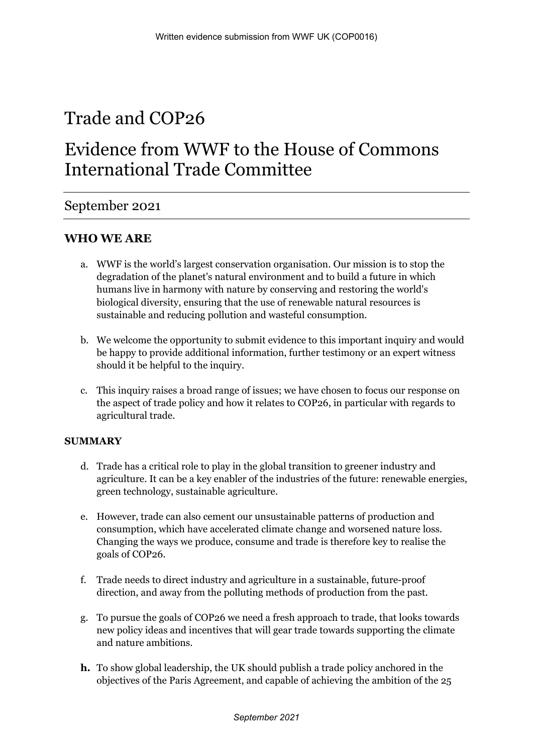# Trade and COP26

# Evidence from WWF to the House of Commons International Trade Committee

## September 2021

### WHO WE ARE

a. WWF is the world's largest conservation organisation. Our mission is to stop the degradation of the planet's natural environment and to build a future in which humans live in harmony with nature by conserving and restoring the world's biological diversity, ensuring that the use of renewable natural resources is sustainable and reducing pollution and wasteful consumption.

b. We welcome the opportunity to submit evidence to this important inquiry and would be happy to provide additional information, further testimony or an expert witness should it be helpful to the inquiry.

c. This inquiry raises a broad range of issues; we have chosen to focus our response on the aspect of trade policy and how it relates to COP26, in particular with regards to agricultural trade.

#### SUMMARY

d. Trade has a critical role to play in the global transition to greener industry and agriculture. It can be a key enabler of the industries of the future: renewable energies, green technology, sustainable agriculture.

e. However, trade can also cement our unsustainable patterns of production and consumption, which have accelerated climate change and worsened nature loss. Changing the ways we produce, consume and trade is therefore key to realise the goals of COP26.

f. Trade needs to direct industry and agriculture in a sustainable, future-proof direction, and away from the polluting methods of production from the past.

g. To pursue the goals of COP26 we need a fresh approach to trade, that looks towards new policy ideas and incentives that will gear trade towards supporting the climate and nature ambitions.

**h.** To show global leadership, the UK should publish a trade policy anchored in the objectives of the Paris Agreement, and capable of achieving the ambition of the 25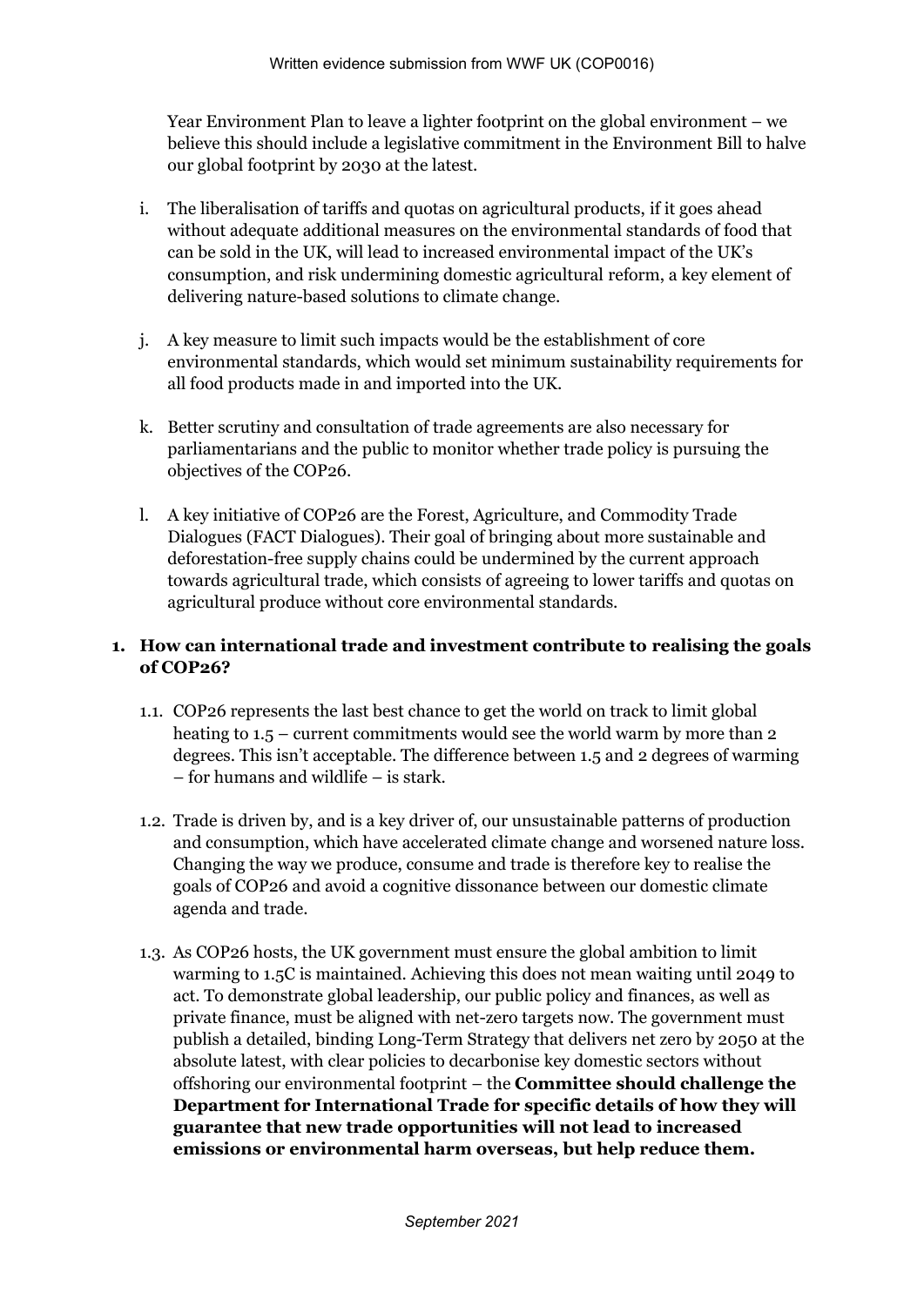Year Environment Plan to leave a lighter footprint on the global environment – we believe this should include a legislative commitment in the Environment Bill to halve our global footprint by 2030 at the latest.

i. The liberalisation of tariffs and quotas on agricultural products, if it goes ahead without adequate additional measures on the environmental standards of food that can be sold in the UK, will lead to increased environmental impact of the UK's consumption, and risk undermining domestic agricultural reform, a key element of delivering nature-based solutions to climate change.

j. A key measure to limit such impacts would be the establishment of core environmental standards, which would set minimum sustainability requirements for all food products made in and imported into the UK.

k. Better scrutiny and consultation of trade agreements are also necessary for parliamentarians and the public to monitor whether trade policy is pursuing the objectives of the COP26.

l. A key initiative of COP26 are the Forest, Agriculture, and Commodity Trade Dialogues (FACT Dialogues). Their goal of bringing about more sustainable and deforestation-free supply chains could be undermined by the current approach towards agricultural trade, which consists of agreeing to lower tariffs and quotas on agricultural produce without core environmental standards.

## 1. How can international trade and investment contribute to realising the goals of COP26?

1.1. COP26 represents the last best chance to get the world on track to limit global heating to 1.5 – current commitments would see the world warm by more than 2 degrees. This isn't acceptable. The difference between 1.5 and 2 degrees of warming – for humans and wildlife – is stark.

1.2. Trade is driven by, and is a key driver of, our unsustainable patterns of production and consumption, which have accelerated climate change and worsened nature loss. Changing the way we produce, consume and trade is therefore key to realise the goals of COP26 and avoid a cognitive dissonance between our domestic climate agenda and trade.

1.3. As COP26 hosts, the UK government must ensure the global ambition to limit warming to 1.5C is maintained. Achieving this does not mean waiting until 2049 to act. To demonstrate global leadership, our public policy and finances, as well as private finance, must be aligned with net-zero targets now. The government must publish a detailed, binding Long-Term Strategy that delivers net zero by 2050 at the absolute latest, with clear policies to decarbonise key domestic sectors without offshoring our environmental footprint – the **Committee should challenge the Department for International Trade for specific details of how they will guarantee that new trade opportunities will not lead to increased emissions or environmental harm overseas, but help reduce them.**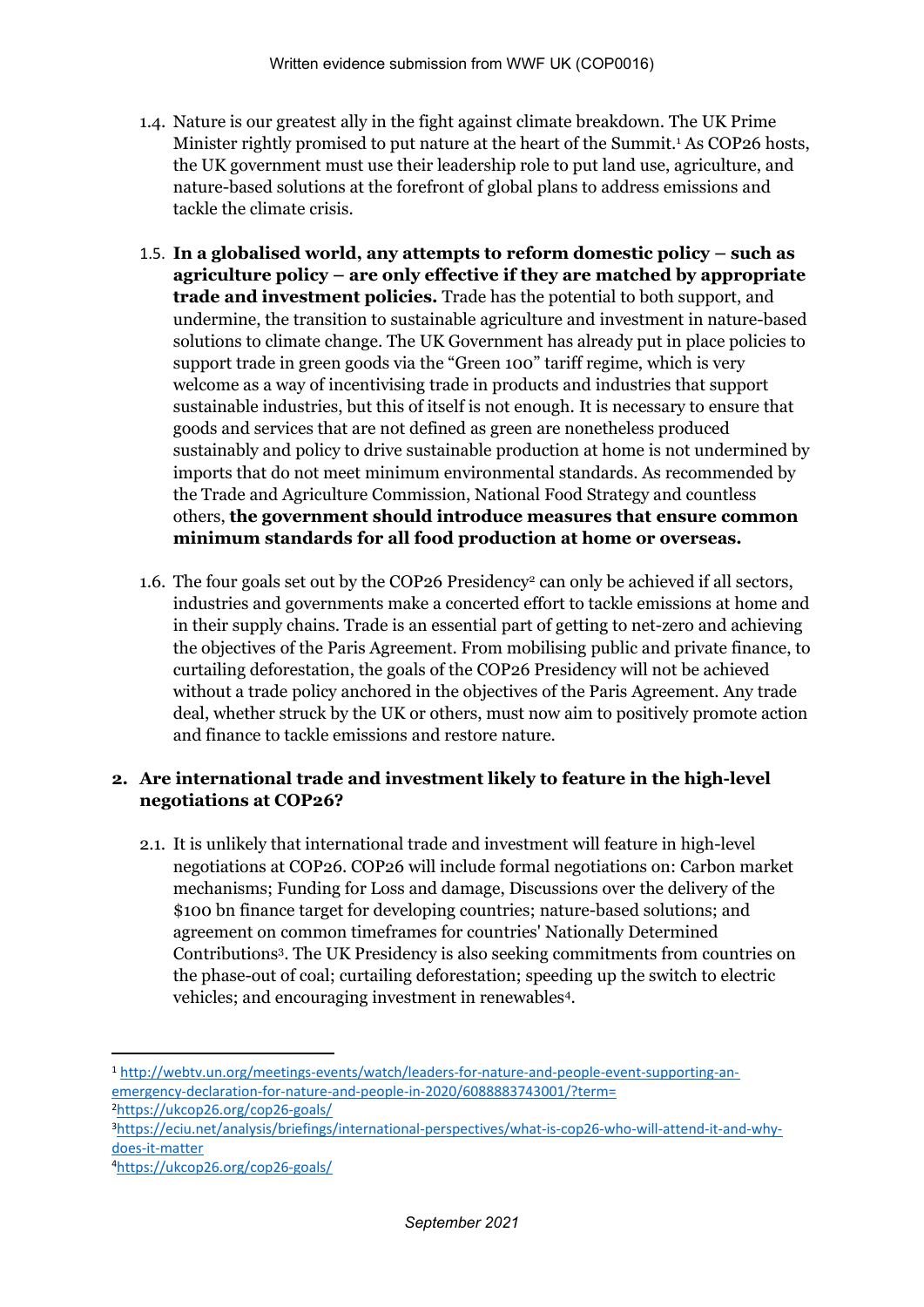1.4. Nature is our greatest ally in the fight against climate breakdown. The UK Prime Minister rightly promised to put nature at the heart of the Summit.[1] As COP26 hosts, the UK government must use their leadership role to put land use, agriculture, and nature-based solutions at the forefront of global plans to address emissions and tackle the climate crisis.

1.5. **In a globalised world, any attempts to reform domestic policy – such as agriculture policy – are only effective if they are matched by appropriate trade and investment policies.** Trade has the potential to both support, and undermine, the transition to sustainable agriculture and investment in nature-based solutions to climate change. The UK Government has already put in place policies to support trade in green goods via the "Green 100" tariff regime, which is very welcome as a way of incentivising trade in products and industries that support sustainable industries, but this of itself is not enough. It is necessary to ensure that goods and services that are not defined as green are nonetheless produced sustainably and policy to drive sustainable production at home is not undermined by imports that do not meet minimum environmental standards. As recommended by the Trade and Agriculture Commission, National Food Strategy and countless others, **the government should introduce measures that ensure common minimum standards for all food production at home or overseas.**

1.6. The four goals set out by the COP26 Presidency[2] can only be achieved if all sectors, industries and governments make a concerted effort to tackle emissions at home and in their supply chains. Trade is an essential part of getting to net-zero and achieving the objectives of the Paris Agreement. From mobilising public and private finance, to curtailing deforestation, the goals of the COP26 Presidency will not be achieved without a trade policy anchored in the objectives of the Paris Agreement. Any trade deal, whether struck by the UK or others, must now aim to positively promote action and finance to tackle emissions and restore nature.

## 2. Are international trade and investment likely to feature in the high-level negotiations at COP26?

2.1. It is unlikely that international trade and investment will feature in high-level negotiations at COP26. COP26 will include formal negotiations on: Carbon market mechanisms; Funding for Loss and damage, Discussions over the delivery of the $100 bn finance target for developing countries; nature-based solutions; and agreement on common timeframes for countries' Nationally Determined Contributions[3]. The UK Presidency is also seeking commitments from countries on the phase-out of coal; curtailing deforestation; speeding up the switch to electric vehicles; and encouraging investment in renewables[4].

---

[1] http://webtv.un.org/meetings-events/watch/leaders-for-nature-and-people-event-supporting-an-emergency-declaration-for-nature-and-people-in-2020/6088883743001/?term=

[2] https://ukcop26.org/cop26-goals/

[3] https://eciu.net/analysis/briefings/international-perspectives/what-is-cop26-who-will-attend-it-and-why-does-it-matter

[4] https://ukcop26.org/cop26-goals/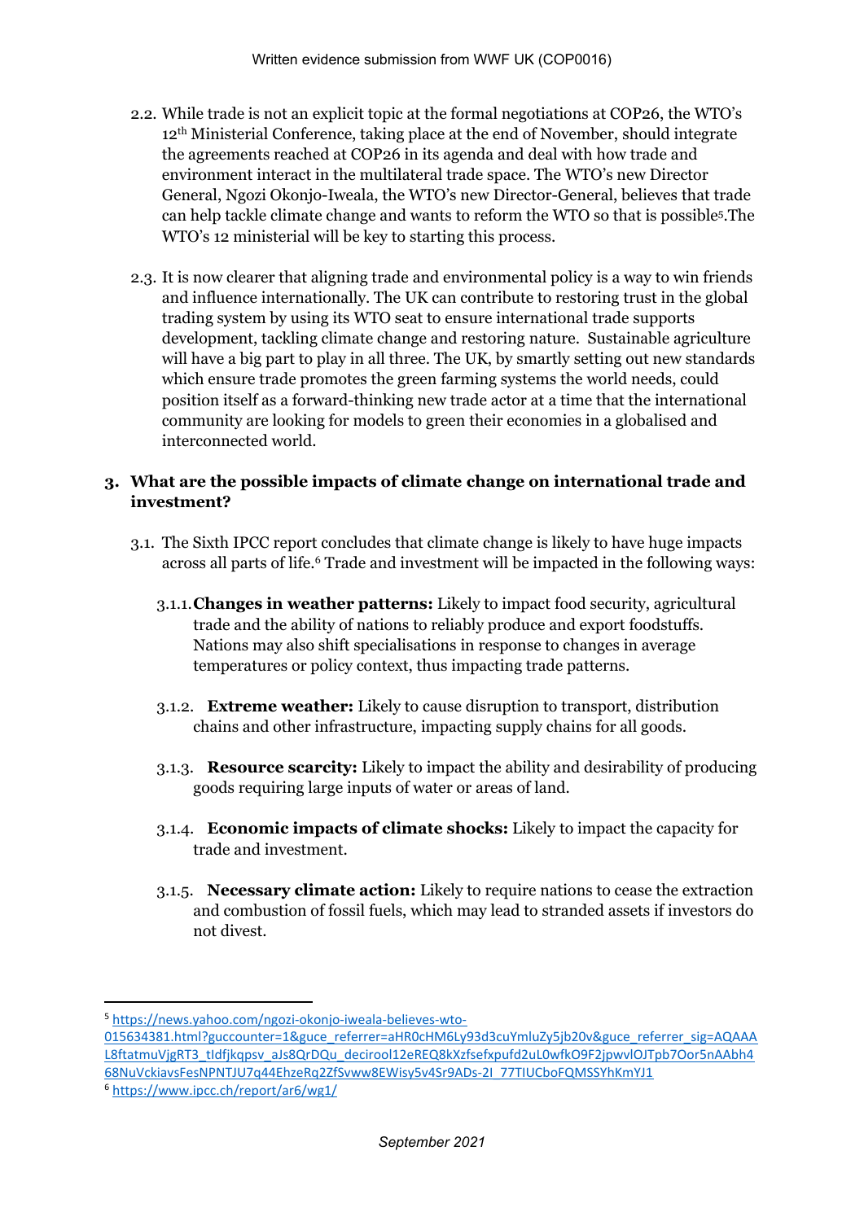2.2. While trade is not an explicit topic at the formal negotiations at COP26, the WTO's 12th Ministerial Conference, taking place at the end of November, should integrate the agreements reached at COP26 in its agenda and deal with how trade and environment interact in the multilateral trade space. The WTO's new Director General, Ngozi Okonjo-Iweala, the WTO's new Director-General, believes that trade can help tackle climate change and wants to reform the WTO so that is possible[5].The WTO's 12 ministerial will be key to starting this process.

2.3. It is now clearer that aligning trade and environmental policy is a way to win friends and influence internationally. The UK can contribute to restoring trust in the global trading system by using its WTO seat to ensure international trade supports development, tackling climate change and restoring nature. Sustainable agriculture will have a big part to play in all three. The UK, by smartly setting out new standards which ensure trade promotes the green farming systems the world needs, could position itself as a forward-thinking new trade actor at a time that the international community are looking for models to green their economies in a globalised and interconnected world.

## 3. What are the possible impacts of climate change on international trade and investment?

3.1. The Sixth IPCC report concludes that climate change is likely to have huge impacts across all parts of life.[6] Trade and investment will be impacted in the following ways:

3.1.1. **Changes in weather patterns:** Likely to impact food security, agricultural trade and the ability of nations to reliably produce and export foodstuffs. Nations may also shift specialisations in response to changes in average temperatures or policy context, thus impacting trade patterns.

3.1.2. **Extreme weather:** Likely to cause disruption to transport, distribution chains and other infrastructure, impacting supply chains for all goods.

3.1.3. **Resource scarcity:** Likely to impact the ability and desirability of producing goods requiring large inputs of water or areas of land.

3.1.4. **Economic impacts of climate shocks:** Likely to impact the capacity for trade and investment.

3.1.5. **Necessary climate action:** Likely to require nations to cease the extraction and combustion of fossil fuels, which may lead to stranded assets if investors do not divest.

---

[5] https://news.yahoo.com/ngozi-okonjo-iweala-believes-wto-015634381.html?guccounter=1&guce_referrer=aHR0cHM6Ly93d3cuYmluZy5jb20v&guce_referrer_sig=AQAAAL8ftatmuVjgRT3_tIdfjkqpsv_aJs8QrDQu_decirool12eREQ8kXzfsefxpufd2uL0wfkO9F2jpwvlOJTpb7Oor5nAAbh468NuVckiavsFesNPNTJU7q44EhzeRq2ZfSvww8EWisy5v4Sr9ADs-2I_77TIUCboFQMSSYhKmYJ1

[6] https://www.ipcc.ch/report/ar6/wg1/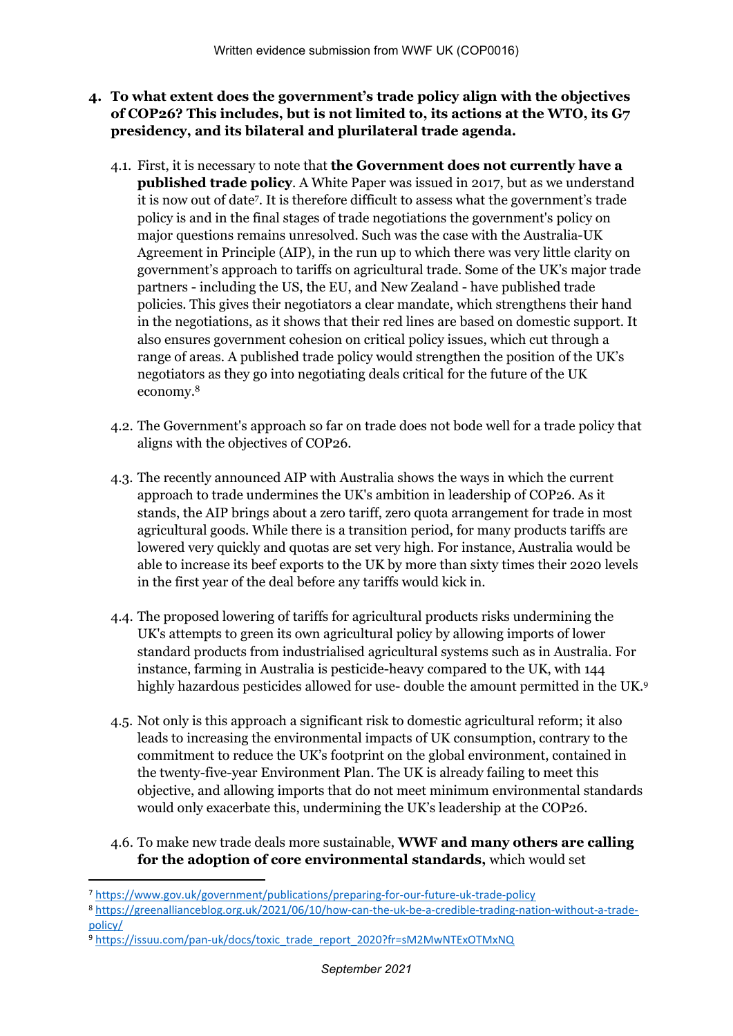4. **To what extent does the government's trade policy align with the objectives of COP26? This includes, but is not limited to, its actions at the WTO, its G7 presidency, and its bilateral and plurilateral trade agenda.**

   4.1. First, it is necessary to note that **the Government does not currently have a published trade policy**. A White Paper was issued in 2017, but as we understand it is now out of date[7]. It is therefore difficult to assess what the government's trade policy is and in the final stages of trade negotiations the government's policy on major questions remains unresolved. Such was the case with the Australia-UK Agreement in Principle (AIP), in the run up to which there was very little clarity on government's approach to tariffs on agricultural trade. Some of the UK's major trade partners - including the US, the EU, and New Zealand - have published trade policies. This gives their negotiators a clear mandate, which strengthens their hand in the negotiations, as it shows that their red lines are based on domestic support. It also ensures government cohesion on critical policy issues, which cut through a range of areas. A published trade policy would strengthen the position of the UK's negotiators as they go into negotiating deals critical for the future of the UK economy.[8]

   4.2. The Government's approach so far on trade does not bode well for a trade policy that aligns with the objectives of COP26.

   4.3. The recently announced AIP with Australia shows the ways in which the current approach to trade undermines the UK's ambition in leadership of COP26. As it stands, the AIP brings about a zero tariff, zero quota arrangement for trade in most agricultural goods. While there is a transition period, for many products tariffs are lowered very quickly and quotas are set very high. For instance, Australia would be able to increase its beef exports to the UK by more than sixty times their 2020 levels in the first year of the deal before any tariffs would kick in.

   4.4. The proposed lowering of tariffs for agricultural products risks undermining the UK's attempts to green its own agricultural policy by allowing imports of lower standard products from industrialised agricultural systems such as in Australia. For instance, farming in Australia is pesticide-heavy compared to the UK, with 144 highly hazardous pesticides allowed for use- double the amount permitted in the UK.[9]

   4.5. Not only is this approach a significant risk to domestic agricultural reform; it also leads to increasing the environmental impacts of UK consumption, contrary to the commitment to reduce the UK's footprint on the global environment, contained in the twenty-five-year Environment Plan. The UK is already failing to meet this objective, and allowing imports that do not meet minimum environmental standards would only exacerbate this, undermining the UK's leadership at the COP26.

   4.6. To make new trade deals more sustainable, **WWF and many others are calling for the adoption of core environmental standards,** which would set

---

[7] https://www.gov.uk/government/publications/preparing-for-our-future-uk-trade-policy

[8] https://greenallianceblog.org.uk/2021/06/10/how-can-the-uk-be-a-credible-trading-nation-without-a-trade-policy/

[9] https://issuu.com/pan-uk/docs/toxic_trade_report_2020?fr=sM2MwNTExOTMxNQ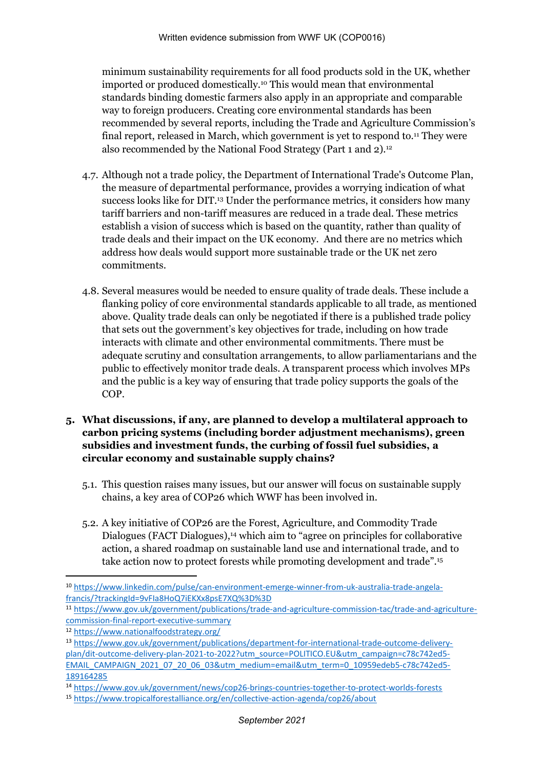minimum sustainability requirements for all food products sold in the UK, whether imported or produced domestically.[10] This would mean that environmental standards binding domestic farmers also apply in an appropriate and comparable way to foreign producers. Creating core environmental standards has been recommended by several reports, including the Trade and Agriculture Commission's final report, released in March, which government is yet to respond to.[11] They were also recommended by the National Food Strategy (Part 1 and 2).[12]

4.7. Although not a trade policy, the Department of International Trade's Outcome Plan, the measure of departmental performance, provides a worrying indication of what success looks like for DIT.[13] Under the performance metrics, it considers how many tariff barriers and non-tariff measures are reduced in a trade deal. These metrics establish a vision of success which is based on the quantity, rather than quality of trade deals and their impact on the UK economy. And there are no metrics which address how deals would support more sustainable trade or the UK net zero commitments.

4.8. Several measures would be needed to ensure quality of trade deals. These include a flanking policy of core environmental standards applicable to all trade, as mentioned above. Quality trade deals can only be negotiated if there is a published trade policy that sets out the government's key objectives for trade, including on how trade interacts with climate and other environmental commitments. There must be adequate scrutiny and consultation arrangements, to allow parliamentarians and the public to effectively monitor trade deals. A transparent process which involves MPs and the public is a key way of ensuring that trade policy supports the goals of the COP.

**5. What discussions, if any, are planned to develop a multilateral approach to carbon pricing systems (including border adjustment mechanisms), green subsidies and investment funds, the curbing of fossil fuel subsidies, a circular economy and sustainable supply chains?**

5.1. This question raises many issues, but our answer will focus on sustainable supply chains, a key area of COP26 which WWF has been involved in.

5.2. A key initiative of COP26 are the Forest, Agriculture, and Commodity Trade Dialogues (FACT Dialogues),[14] which aim to "agree on principles for collaborative action, a shared roadmap on sustainable land use and international trade, and to take action now to protect forests while promoting development and trade".[15]

---

[10] https://www.linkedin.com/pulse/can-environment-emerge-winner-from-uk-australia-trade-angela-francis/?trackingId=9vFIa8HoQ7iEKXx8psE7XQ%3D%3D

[11] https://www.gov.uk/government/publications/trade-and-agriculture-commission-tac/trade-and-agriculture-commission-final-report-executive-summary

[12] https://www.nationalfoodstrategy.org/

[13] https://www.gov.uk/government/publications/department-for-international-trade-outcome-delivery-plan/dit-outcome-delivery-plan-2021-to-2022?utm_source=POLITICO.EU&utm_campaign=c78c742ed5-EMAIL_CAMPAIGN_2021_07_20_06_03&utm_medium=email&utm_term=0_10959edeb5-c78c742ed5-189164285

[14] https://www.gov.uk/government/news/cop26-brings-countries-together-to-protect-worlds-forests

[15] https://www.tropicalforestalliance.org/en/collective-action-agenda/cop26/about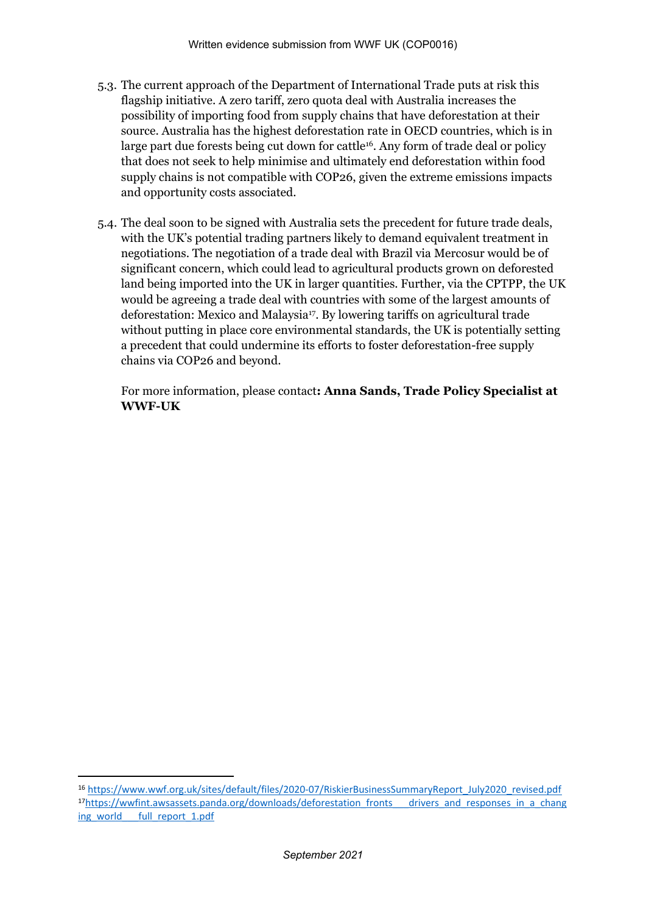5.3. The current approach of the Department of International Trade puts at risk this flagship initiative. A zero tariff, zero quota deal with Australia increases the possibility of importing food from supply chains that have deforestation at their source. Australia has the highest deforestation rate in OECD countries, which is in large part due forests being cut down for cattle[16]. Any form of trade deal or policy that does not seek to help minimise and ultimately end deforestation within food supply chains is not compatible with COP26, given the extreme emissions impacts and opportunity costs associated.

5.4. The deal soon to be signed with Australia sets the precedent for future trade deals, with the UK's potential trading partners likely to demand equivalent treatment in negotiations. The negotiation of a trade deal with Brazil via Mercosur would be of significant concern, which could lead to agricultural products grown on deforested land being imported into the UK in larger quantities. Further, via the CPTPP, the UK would be agreeing a trade deal with countries with some of the largest amounts of deforestation: Mexico and Malaysia[17]. By lowering tariffs on agricultural trade without putting in place core environmental standards, the UK is potentially setting a precedent that could undermine its efforts to foster deforestation-free supply chains via COP26 and beyond.

For more information, please contact**: Anna Sands, Trade Policy Specialist at WWF-UK**

---

[16] https://www.wwf.org.uk/sites/default/files/2020-07/RiskierBusinessSummaryReport_July2020_revised.pdf

[17] https://wwfint.awsassets.panda.org/downloads/deforestation_fronts___drivers_and_responses_in_a_changing_world___full_report_1.pdf

*September 2021*